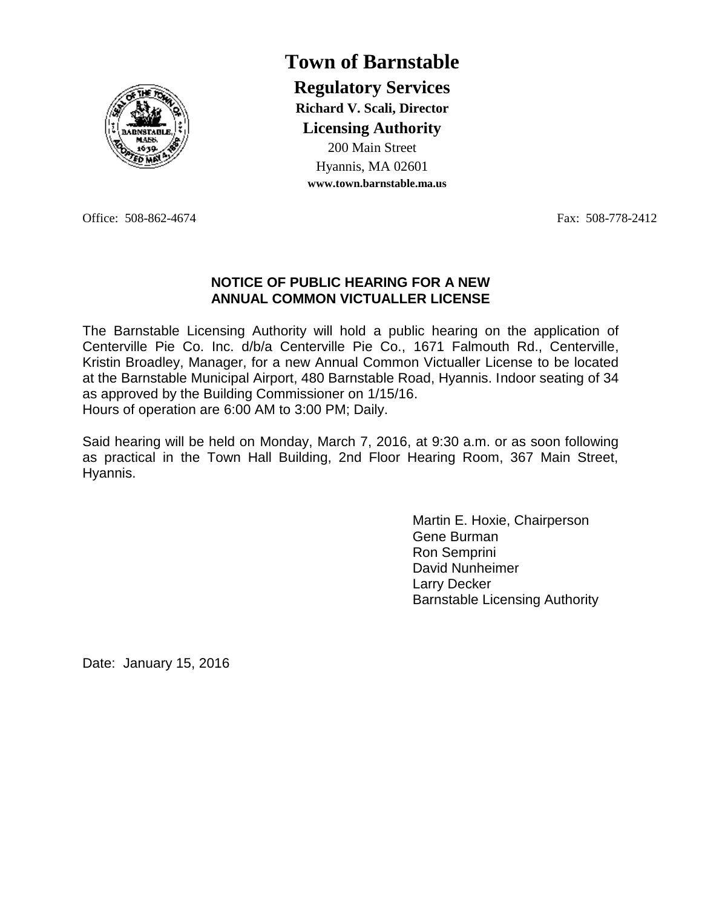# Town of Barnstable

## Regulatory Services

**Richard V. Scali, Director**

**Licensing Authority**

200 Main Street
Hyannis, MA 02601
**www.town.barnstable.ma.us**

Office: 508-862-4674 Fax: 508-778-2412

**NOTICE OF PUBLIC HEARING FOR A NEW ANNUAL COMMON VICTUALLER LICENSE**

The Barnstable Licensing Authority will hold a public hearing on the application of Centerville Pie Co. Inc. d/b/a Centerville Pie Co., 1671 Falmouth Rd., Centerville, Kristin Broadley, Manager, for a new Annual Common Victualler License to be located at the Barnstable Municipal Airport, 480 Barnstable Road, Hyannis. Indoor seating of 34 as approved by the Building Commissioner on 1/15/16.
Hours of operation are 6:00 AM to 3:00 PM; Daily.

Said hearing will be held on Monday, March 7, 2016, at 9:30 a.m. or as soon following as practical in the Town Hall Building, 2nd Floor Hearing Room, 367 Main Street, Hyannis.

Martin E. Hoxie, Chairperson
Gene Burman
Ron Semprini
David Nunheimer
Larry Decker
Barnstable Licensing Authority

Date: January 15, 2016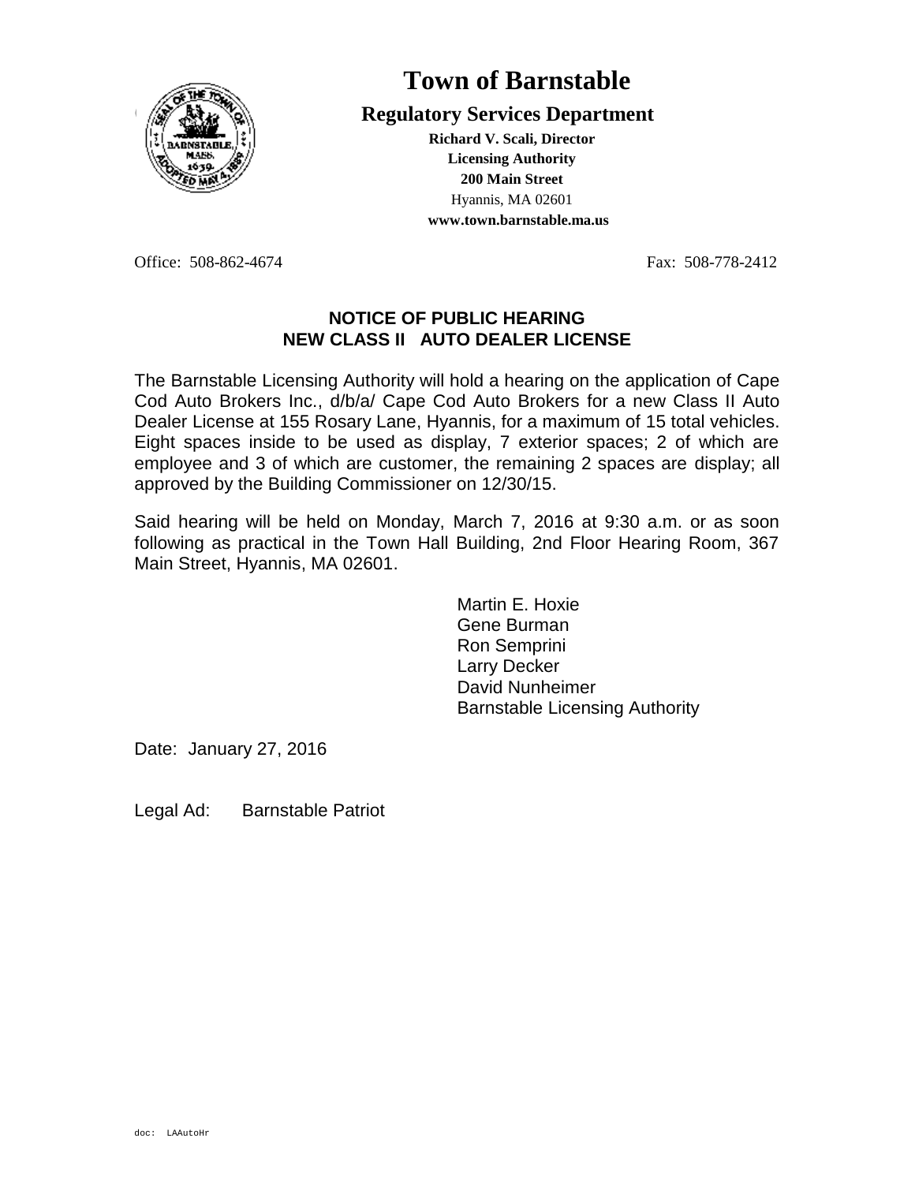# Town of Barnstable

## Regulatory Services Department

**Richard V. Scali, Director**
**Licensing Authority**
**200 Main Street**
Hyannis, MA 02601
**www.town.barnstable.ma.us**

Office: 508-862-4674 Fax: 508-778-2412

**NOTICE OF PUBLIC HEARING**
**NEW CLASS II AUTO DEALER LICENSE**

The Barnstable Licensing Authority will hold a hearing on the application of Cape Cod Auto Brokers Inc., d/b/a/ Cape Cod Auto Brokers for a new Class II Auto Dealer License at 155 Rosary Lane, Hyannis, for a maximum of 15 total vehicles. Eight spaces inside to be used as display, 7 exterior spaces; 2 of which are employee and 3 of which are customer, the remaining 2 spaces are display; all approved by the Building Commissioner on 12/30/15.

Said hearing will be held on Monday, March 7, 2016 at 9:30 a.m. or as soon following as practical in the Town Hall Building, 2nd Floor Hearing Room, 367 Main Street, Hyannis, MA 02601.

Martin E. Hoxie
Gene Burman
Ron Semprini
Larry Decker
David Nunheimer
Barnstable Licensing Authority

Date: January 27, 2016

Legal Ad: Barnstable Patriot

doc: LAAutoHr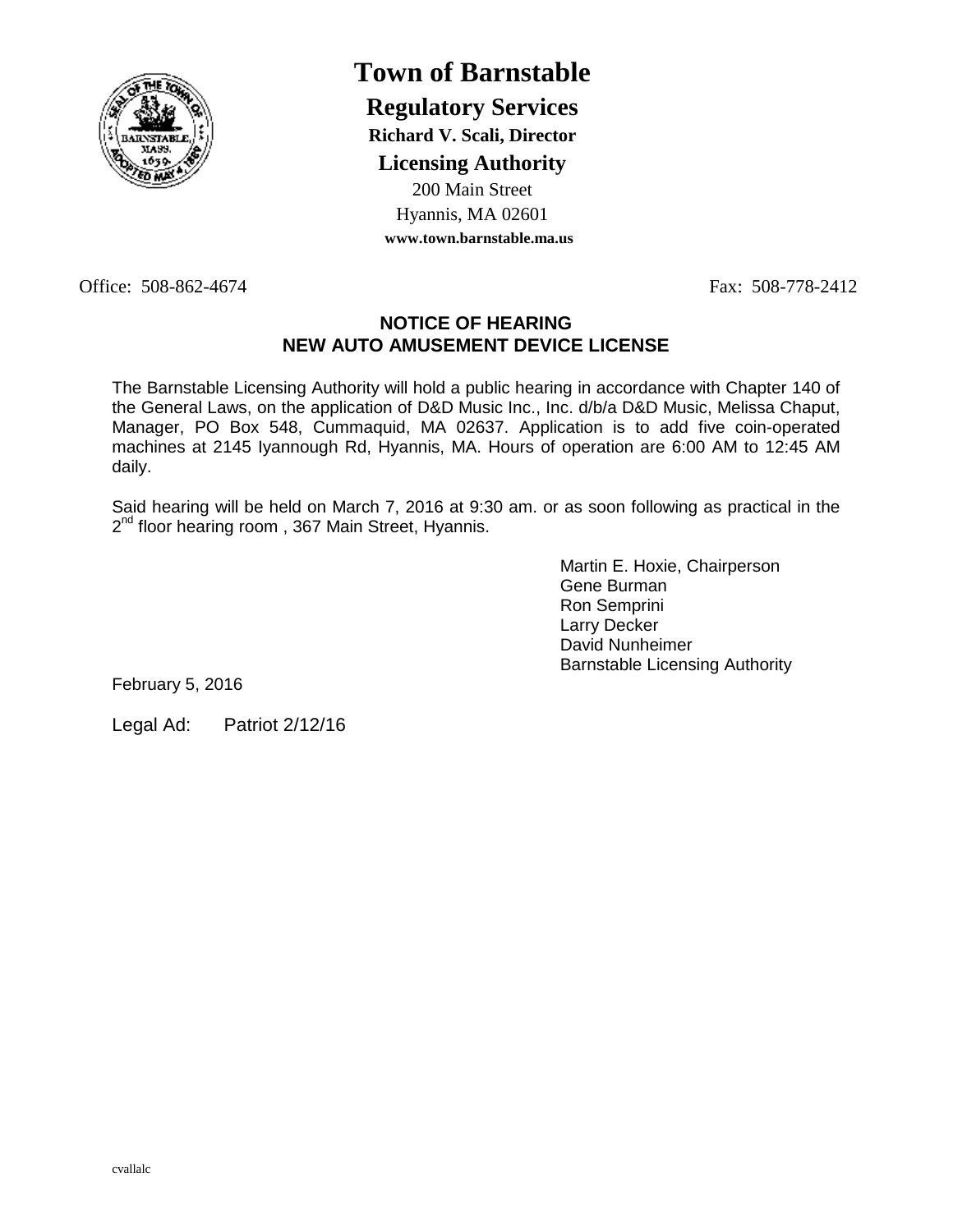# Town of Barnstable

## Regulatory Services

**Richard V. Scali, Director**

## Licensing Authority

200 Main Street
Hyannis, MA 02601
**www.town.barnstable.ma.us**

Office: 508-862-4674 Fax: 508-778-2412

**NOTICE OF HEARING**
**NEW AUTO AMUSEMENT DEVICE LICENSE**

The Barnstable Licensing Authority will hold a public hearing in accordance with Chapter 140 of the General Laws, on the application of D&D Music Inc., Inc. d/b/a D&D Music, Melissa Chaput, Manager, PO Box 548, Cummaquid, MA 02637. Application is to add five coin-operated machines at 2145 Iyannough Rd, Hyannis, MA. Hours of operation are 6:00 AM to 12:45 AM daily.

Said hearing will be held on March 7, 2016 at 9:30 am. or as soon following as practical in the 2nd floor hearing room , 367 Main Street, Hyannis.

Martin E. Hoxie, Chairperson
Gene Burman
Ron Semprini
Larry Decker
David Nunheimer
Barnstable Licensing Authority

February 5, 2016

Legal Ad: Patriot 2/12/16

cvallalc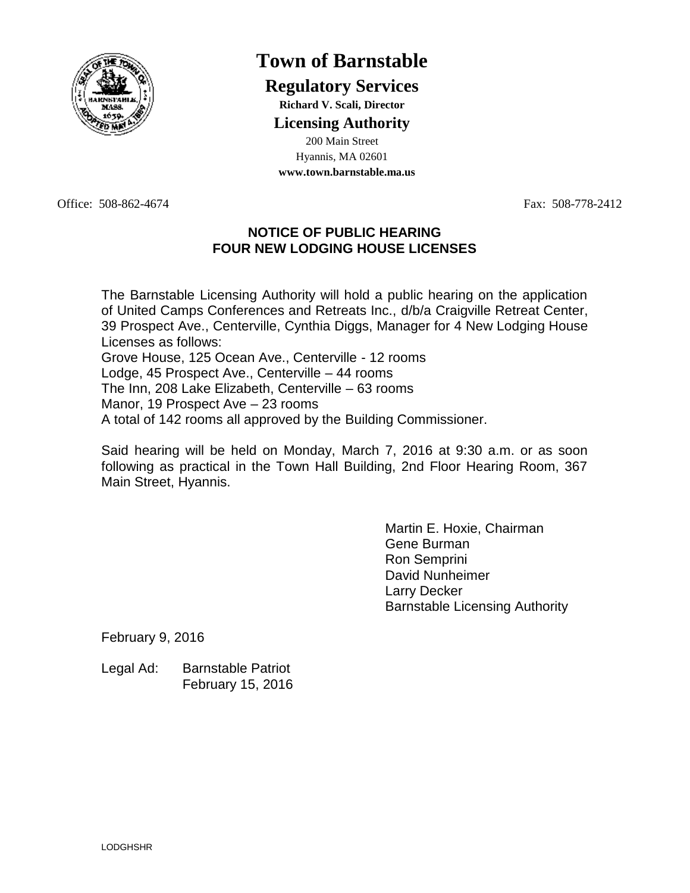# Town of Barnstable

## Regulatory Services

**Richard V. Scali, Director**

## Licensing Authority

200 Main Street
Hyannis, MA 02601
**www.town.barnstable.ma.us**

Office: 508-862-4674 Fax: 508-778-2412

**NOTICE OF PUBLIC HEARING**
**FOUR NEW LODGING HOUSE LICENSES**

The Barnstable Licensing Authority will hold a public hearing on the application of United Camps Conferences and Retreats Inc., d/b/a Craigville Retreat Center, 39 Prospect Ave., Centerville, Cynthia Diggs, Manager for 4 New Lodging House Licenses as follows:
Grove House, 125 Ocean Ave., Centerville - 12 rooms
Lodge, 45 Prospect Ave., Centerville – 44 rooms
The Inn, 208 Lake Elizabeth, Centerville – 63 rooms
Manor, 19 Prospect Ave – 23 rooms
A total of 142 rooms all approved by the Building Commissioner.

Said hearing will be held on Monday, March 7, 2016 at 9:30 a.m. or as soon following as practical in the Town Hall Building, 2nd Floor Hearing Room, 367 Main Street, Hyannis.

Martin E. Hoxie, Chairman
Gene Burman
Ron Semprini
David Nunheimer
Larry Decker
Barnstable Licensing Authority

February 9, 2016

Legal Ad: Barnstable Patriot
February 15, 2016

LODGHSHR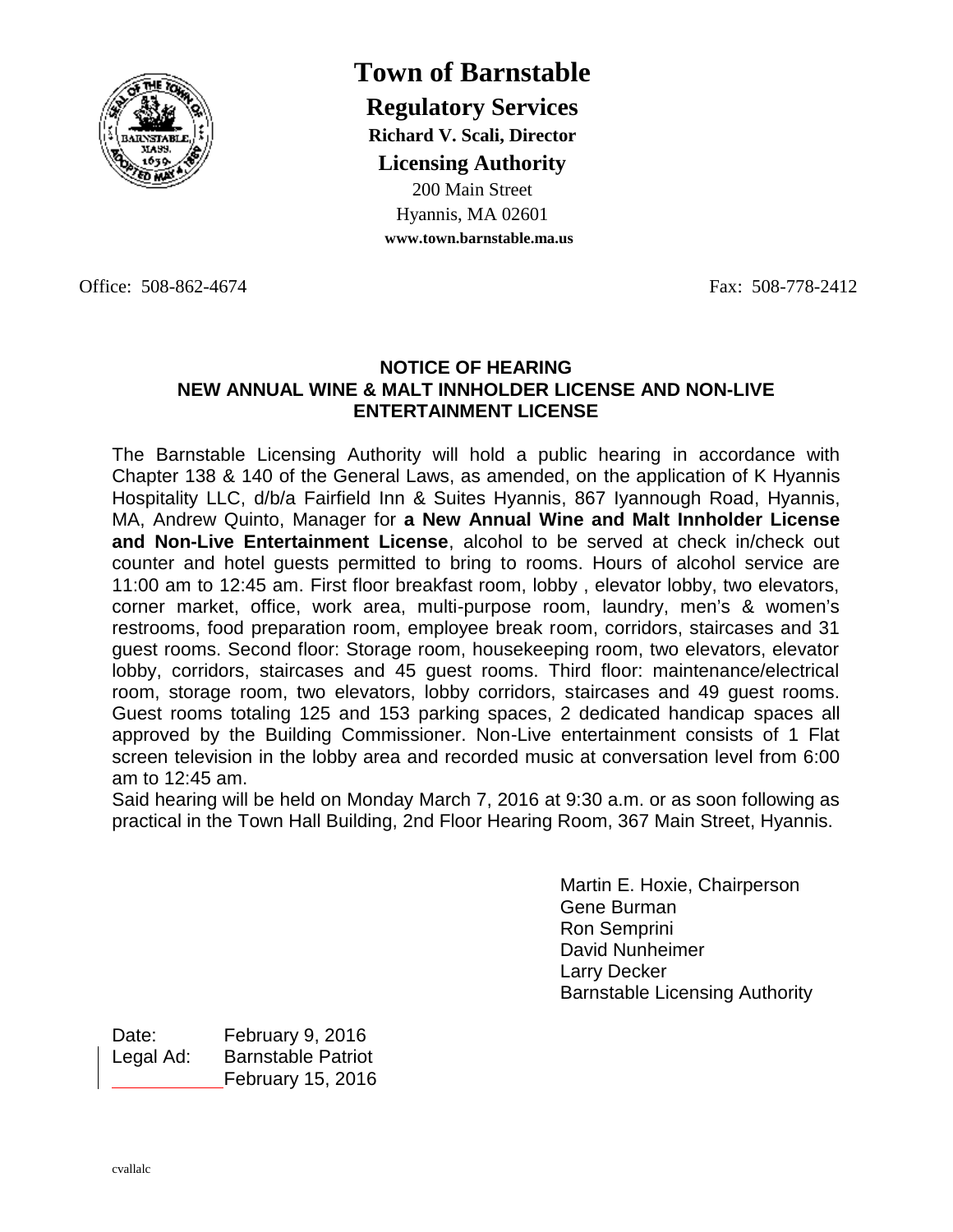# Town of Barnstable

## Regulatory Services

**Richard V. Scali, Director**

**Licensing Authority**

200 Main Street
Hyannis, MA 02601
**www.town.barnstable.ma.us**

Office: 508-862-4674 Fax: 508-778-2412

**NOTICE OF HEARING**
**NEW ANNUAL WINE & MALT INNHOLDER LICENSE AND NON-LIVE ENTERTAINMENT LICENSE**

The Barnstable Licensing Authority will hold a public hearing in accordance with Chapter 138 & 140 of the General Laws, as amended, on the application of K Hyannis Hospitality LLC, d/b/a Fairfield Inn & Suites Hyannis, 867 Iyannough Road, Hyannis, MA, Andrew Quinto, Manager for **a New Annual Wine and Malt Innholder License and Non-Live Entertainment License**, alcohol to be served at check in/check out counter and hotel guests permitted to bring to rooms. Hours of alcohol service are 11:00 am to 12:45 am. First floor breakfast room, lobby , elevator lobby, two elevators, corner market, office, work area, multi-purpose room, laundry, men's & women's restrooms, food preparation room, employee break room, corridors, staircases and 31 guest rooms. Second floor: Storage room, housekeeping room, two elevators, elevator lobby, corridors, staircases and 45 guest rooms. Third floor: maintenance/electrical room, storage room, two elevators, lobby corridors, staircases and 49 guest rooms. Guest rooms totaling 125 and 153 parking spaces, 2 dedicated handicap spaces all approved by the Building Commissioner. Non-Live entertainment consists of 1 Flat screen television in the lobby area and recorded music at conversation level from 6:00 am to 12:45 am.
Said hearing will be held on Monday March 7, 2016 at 9:30 a.m. or as soon following as practical in the Town Hall Building, 2nd Floor Hearing Room, 367 Main Street, Hyannis.

Martin E. Hoxie, Chairperson
Gene Burman
Ron Semprini
David Nunheimer
Larry Decker
Barnstable Licensing Authority

Date: February 9, 2016
Legal Ad: Barnstable Patriot
February 15, 2016

cvallalc